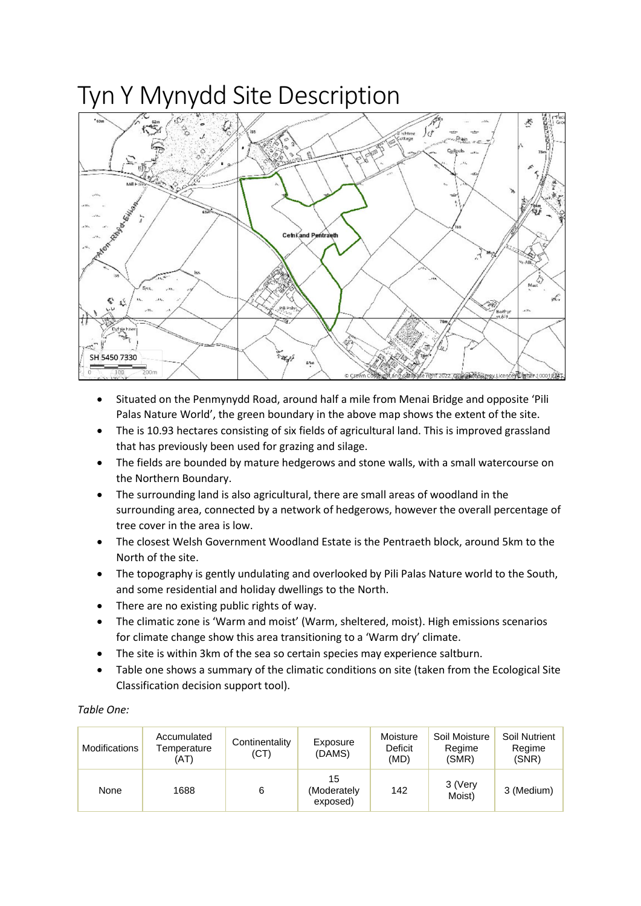# Tyn Y Mynydd Site Description

- Situated on the Penmynydd Road, around half a mile from Menai Bridge and opposite 'Pili Palas Nature World', the green boundary in the above map shows the extent of the site.
- The is 10.93 hectares consisting of six fields of agricultural land. This is improved grassland that has previously been used for grazing and silage.
- The fields are bounded by mature hedgerows and stone walls, with a small watercourse on the Northern Boundary.
- The surrounding land is also agricultural, there are small areas of woodland in the surrounding area, connected by a network of hedgerows, however the overall percentage of tree cover in the area is low.
- The closest Welsh Government Woodland Estate is the Pentraeth block, around 5km to the North of the site.
- The topography is gently undulating and overlooked by Pili Palas Nature world to the South, and some residential and holiday dwellings to the North.
- There are no existing public rights of way.
- The climatic zone is 'Warm and moist' (Warm, sheltered, moist). High emissions scenarios for climate change show this area transitioning to a 'Warm dry' climate.
- The site is within 3km of the sea so certain species may experience saltburn.
- Table one shows a summary of the climatic conditions on site (taken from the Ecological Site Classification decision support tool).

*Table One:*

| Modifications | Accumulated Temperature (AT) | Continentality (CT) | Exposure (DAMS) | Moisture Deficit (MD) | Soil Moisture Regime (SMR) | Soil Nutrient Regime (SNR) |
|---|---|---|---|---|---|---|
| None | 1688 | 6 | 15 (Moderately exposed) | 142 | 3 (Very Moist) | 3 (Medium) |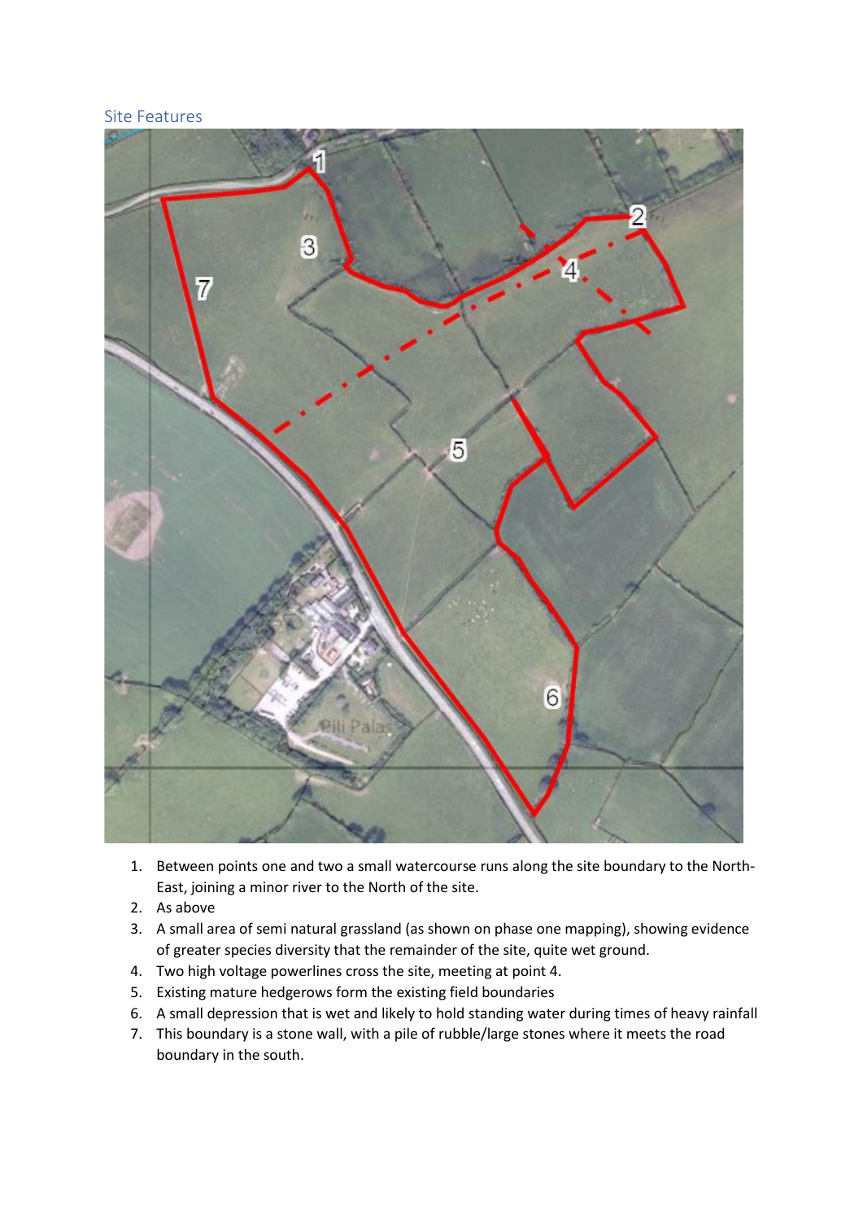## Site Features

1. Between points one and two a small watercourse runs along the site boundary to the North-East, joining a minor river to the North of the site.
2. As above
3. A small area of semi natural grassland (as shown on phase one mapping), showing evidence of greater species diversity that the remainder of the site, quite wet ground.
4. Two high voltage powerlines cross the site, meeting at point 4.
5. Existing mature hedgerows form the existing field boundaries
6. A small depression that is wet and likely to hold standing water during times of heavy rainfall
7. This boundary is a stone wall, with a pile of rubble/large stones where it meets the road boundary in the south.